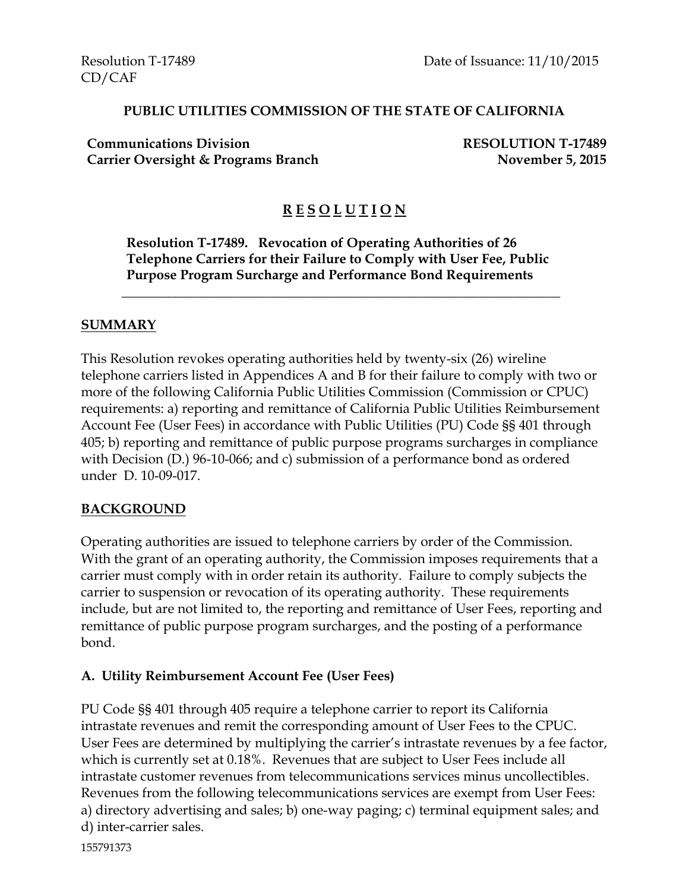Resolution T-17489
CD/CAF

Date of Issuance: 11/10/2015

**PUBLIC UTILITIES COMMISSION OF THE STATE OF CALIFORNIA**

**Communications Division**
**Carrier Oversight & Programs Branch**

**RESOLUTION T-17489**
**November 5, 2015**

# R E S O L U T I O N

**Resolution T-17489. Revocation of Operating Authorities of 26 Telephone Carriers for their Failure to Comply with User Fee, Public Purpose Program Surcharge and Performance Bond Requirements**

---

## SUMMARY

This Resolution revokes operating authorities held by twenty-six (26) wireline telephone carriers listed in Appendices A and B for their failure to comply with two or more of the following California Public Utilities Commission (Commission or CPUC) requirements: a) reporting and remittance of California Public Utilities Reimbursement Account Fee (User Fees) in accordance with Public Utilities (PU) Code §§ 401 through 405; b) reporting and remittance of public purpose programs surcharges in compliance with Decision (D.) 96-10-066; and c) submission of a performance bond as ordered under D. 10-09-017.

## BACKGROUND

Operating authorities are issued to telephone carriers by order of the Commission. With the grant of an operating authority, the Commission imposes requirements that a carrier must comply with in order retain its authority. Failure to comply subjects the carrier to suspension or revocation of its operating authority. These requirements include, but are not limited to, the reporting and remittance of User Fees, reporting and remittance of public purpose program surcharges, and the posting of a performance bond.

### A. Utility Reimbursement Account Fee (User Fees)

PU Code §§ 401 through 405 require a telephone carrier to report its California intrastate revenues and remit the corresponding amount of User Fees to the CPUC. User Fees are determined by multiplying the carrier's intrastate revenues by a fee factor, which is currently set at 0.18%. Revenues that are subject to User Fees include all intrastate customer revenues from telecommunications services minus uncollectibles. Revenues from the following telecommunications services are exempt from User Fees: a) directory advertising and sales; b) one-way paging; c) terminal equipment sales; and d) inter-carrier sales.

155791373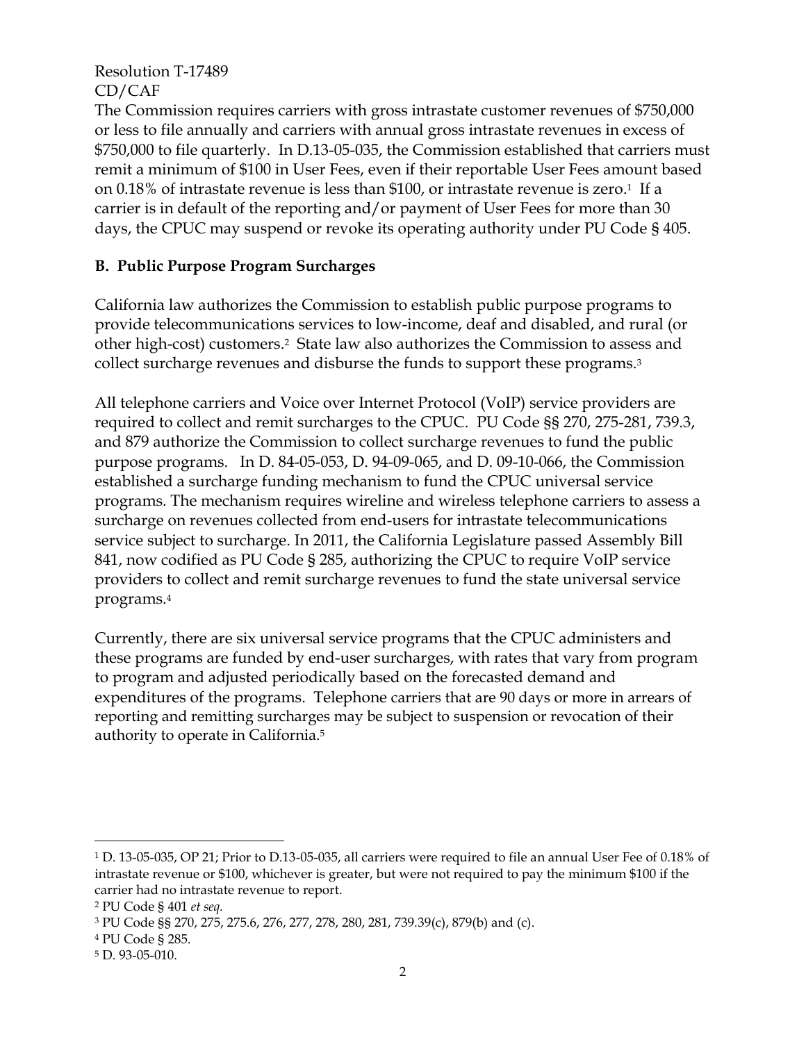The Commission requires carriers with gross intrastate customer revenues of $750,000 or less to file annually and carriers with annual gross intrastate revenues in excess of $750,000 to file quarterly. In D.13-05-035, the Commission established that carriers must remit a minimum of $100 in User Fees, even if their reportable User Fees amount based on 0.18% of intrastate revenue is less than $100, or intrastate revenue is zero.[1] If a carrier is in default of the reporting and/or payment of User Fees for more than 30 days, the CPUC may suspend or revoke its operating authority under PU Code § 405.

## B. Public Purpose Program Surcharges

California law authorizes the Commission to establish public purpose programs to provide telecommunications services to low-income, deaf and disabled, and rural (or other high-cost) customers.[2] State law also authorizes the Commission to assess and collect surcharge revenues and disburse the funds to support these programs.[3]

All telephone carriers and Voice over Internet Protocol (VoIP) service providers are required to collect and remit surcharges to the CPUC. PU Code §§ 270, 275-281, 739.3, and 879 authorize the Commission to collect surcharge revenues to fund the public purpose programs. In D. 84-05-053, D. 94-09-065, and D. 09-10-066, the Commission established a surcharge funding mechanism to fund the CPUC universal service programs. The mechanism requires wireline and wireless telephone carriers to assess a surcharge on revenues collected from end-users for intrastate telecommunications service subject to surcharge. In 2011, the California Legislature passed Assembly Bill 841, now codified as PU Code § 285, authorizing the CPUC to require VoIP service providers to collect and remit surcharge revenues to fund the state universal service programs.[4]

Currently, there are six universal service programs that the CPUC administers and these programs are funded by end-user surcharges, with rates that vary from program to program and adjusted periodically based on the forecasted demand and expenditures of the programs. Telephone carriers that are 90 days or more in arrears of reporting and remitting surcharges may be subject to suspension or revocation of their authority to operate in California.[5]

---

[1] D. 13-05-035, OP 21; Prior to D.13-05-035, all carriers were required to file an annual User Fee of 0.18% of intrastate revenue or $100, whichever is greater, but were not required to pay the minimum $100 if the carrier had no intrastate revenue to report.

[2] PU Code § 401 *et seq.*

[3] PU Code §§ 270, 275, 275.6, 276, 277, 278, 280, 281, 739.39(c), 879(b) and (c).

[4] PU Code § 285.

[5] D. 93-05-010.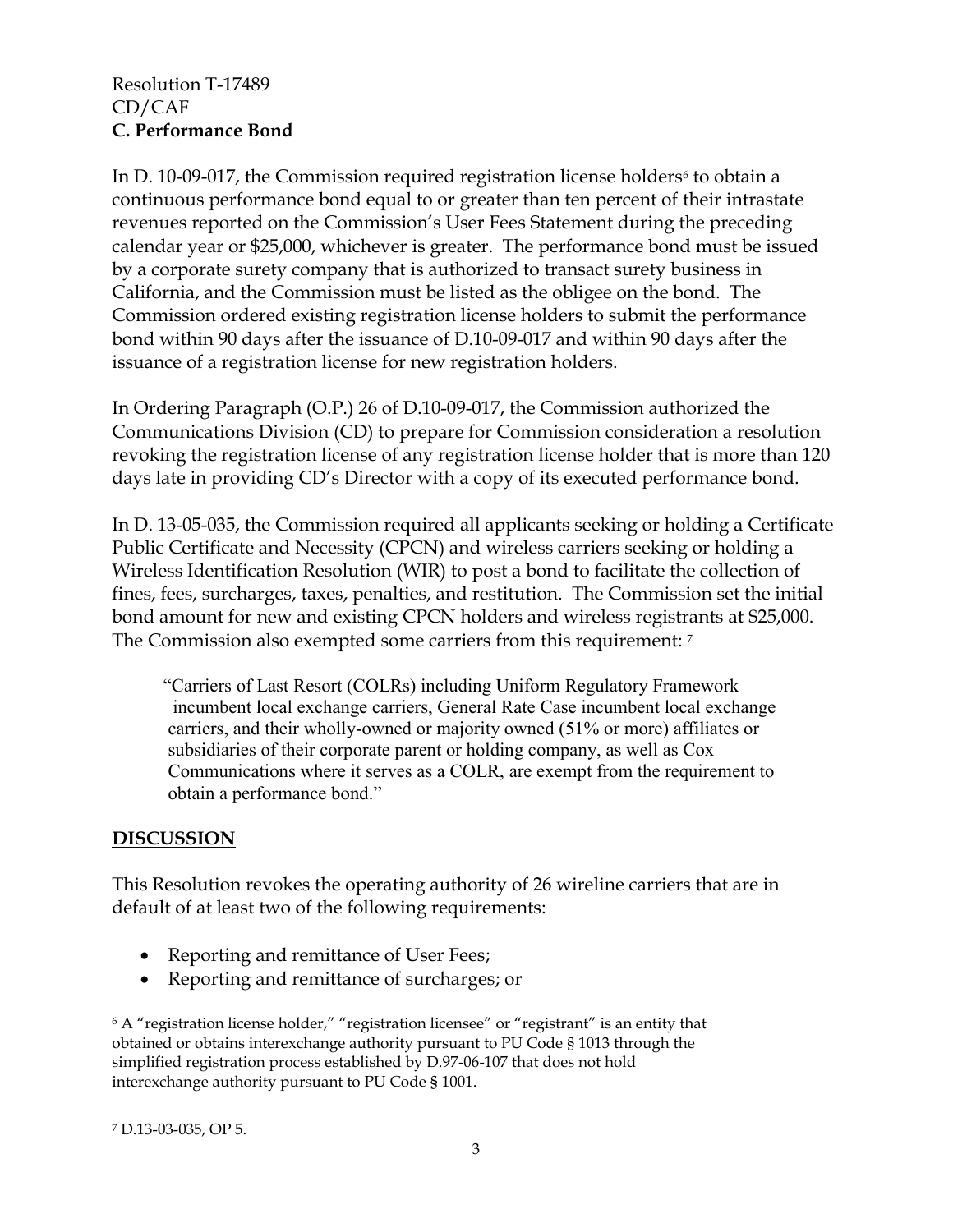### C. Performance Bond

In D. 10-09-017, the Commission required registration license holders[6] to obtain a continuous performance bond equal to or greater than ten percent of their intrastate revenues reported on the Commission's User Fees Statement during the preceding calendar year or $25,000, whichever is greater. The performance bond must be issued by a corporate surety company that is authorized to transact surety business in California, and the Commission must be listed as the obligee on the bond. The Commission ordered existing registration license holders to submit the performance bond within 90 days after the issuance of D.10-09-017 and within 90 days after the issuance of a registration license for new registration holders.

In Ordering Paragraph (O.P.) 26 of D.10-09-017, the Commission authorized the Communications Division (CD) to prepare for Commission consideration a resolution revoking the registration license of any registration license holder that is more than 120 days late in providing CD's Director with a copy of its executed performance bond.

In D. 13-05-035, the Commission required all applicants seeking or holding a Certificate Public Certificate and Necessity (CPCN) and wireless carriers seeking or holding a Wireless Identification Resolution (WIR) to post a bond to facilitate the collection of fines, fees, surcharges, taxes, penalties, and restitution. The Commission set the initial bond amount for new and existing CPCN holders and wireless registrants at $25,000. The Commission also exempted some carriers from this requirement: [7]

> "Carriers of Last Resort (COLRs) including Uniform Regulatory Framework incumbent local exchange carriers, General Rate Case incumbent local exchange carriers, and their wholly-owned or majority owned (51% or more) affiliates or subsidiaries of their corporate parent or holding company, as well as Cox Communications where it serves as a COLR, are exempt from the requirement to obtain a performance bond."

## DISCUSSION

This Resolution revokes the operating authority of 26 wireline carriers that are in default of at least two of the following requirements:

- Reporting and remittance of User Fees;
- Reporting and remittance of surcharges; or

---

[6] A "registration license holder," "registration licensee" or "registrant" is an entity that obtained or obtains interexchange authority pursuant to PU Code § 1013 through the simplified registration process established by D.97-06-107 that does not hold interexchange authority pursuant to PU Code § 1001.

[7] D.13-03-035, OP 5.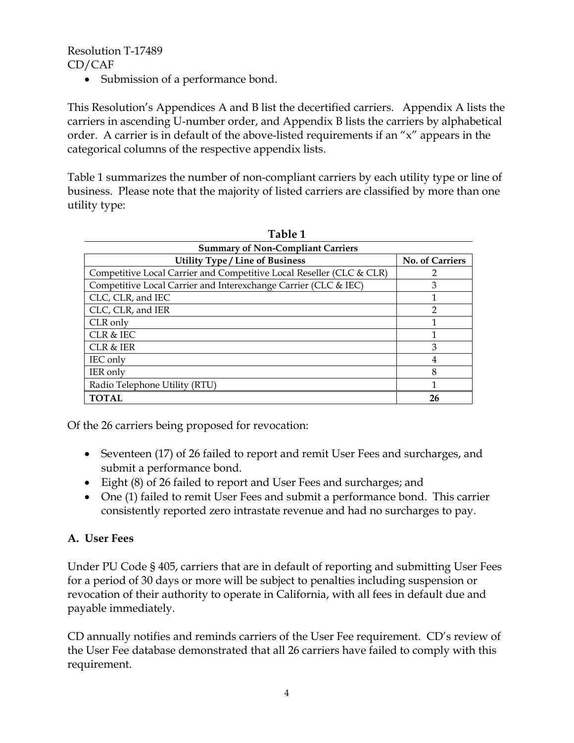- Submission of a performance bond.

This Resolution's Appendices A and B list the decertified carriers. Appendix A lists the carriers in ascending U-number order, and Appendix B lists the carriers by alphabetical order. A carrier is in default of the above-listed requirements if an "x" appears in the categorical columns of the respective appendix lists.

Table 1 summarizes the number of non-compliant carriers by each utility type or line of business. Please note that the majority of listed carriers are classified by more than one utility type:

**Table 1**

| Summary of Non-Compliant Carriers | |
|---|---|
| **Utility Type / Line of Business** | **No. of Carriers** |
| Competitive Local Carrier and Competitive Local Reseller (CLC & CLR) | 2 |
| Competitive Local Carrier and Interexchange Carrier (CLC & IEC) | 3 |
| CLC, CLR, and IEC | 1 |
| CLC, CLR, and IER | 2 |
| CLR only | 1 |
| CLR & IEC | 1 |
| CLR & IER | 3 |
| IEC only | 4 |
| IER only | 8 |
| Radio Telephone Utility (RTU) | 1 |
| **TOTAL** | **26** |

Of the 26 carriers being proposed for revocation:

- Seventeen (17) of 26 failed to report and remit User Fees and surcharges, and submit a performance bond.
- Eight (8) of 26 failed to report and User Fees and surcharges; and
- One (1) failed to remit User Fees and submit a performance bond. This carrier consistently reported zero intrastate revenue and had no surcharges to pay.

**A. User Fees**

Under PU Code § 405, carriers that are in default of reporting and submitting User Fees for a period of 30 days or more will be subject to penalties including suspension or revocation of their authority to operate in California, with all fees in default due and payable immediately.

CD annually notifies and reminds carriers of the User Fee requirement. CD's review of the User Fee database demonstrated that all 26 carriers have failed to comply with this requirement.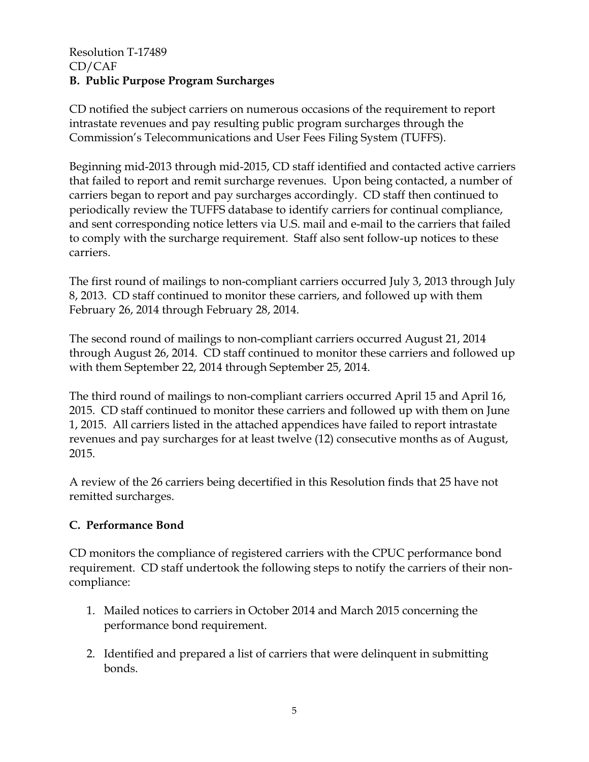### B. Public Purpose Program Surcharges

CD notified the subject carriers on numerous occasions of the requirement to report intrastate revenues and pay resulting public program surcharges through the Commission's Telecommunications and User Fees Filing System (TUFFS).

Beginning mid-2013 through mid-2015, CD staff identified and contacted active carriers that failed to report and remit surcharge revenues. Upon being contacted, a number of carriers began to report and pay surcharges accordingly. CD staff then continued to periodically review the TUFFS database to identify carriers for continual compliance, and sent corresponding notice letters via U.S. mail and e-mail to the carriers that failed to comply with the surcharge requirement. Staff also sent follow-up notices to these carriers.

The first round of mailings to non-compliant carriers occurred July 3, 2013 through July 8, 2013. CD staff continued to monitor these carriers, and followed up with them February 26, 2014 through February 28, 2014.

The second round of mailings to non-compliant carriers occurred August 21, 2014 through August 26, 2014. CD staff continued to monitor these carriers and followed up with them September 22, 2014 through September 25, 2014.

The third round of mailings to non-compliant carriers occurred April 15 and April 16, 2015. CD staff continued to monitor these carriers and followed up with them on June 1, 2015. All carriers listed in the attached appendices have failed to report intrastate revenues and pay surcharges for at least twelve (12) consecutive months as of August, 2015.

A review of the 26 carriers being decertified in this Resolution finds that 25 have not remitted surcharges.

### C. Performance Bond

CD monitors the compliance of registered carriers with the CPUC performance bond requirement. CD staff undertook the following steps to notify the carriers of their non-compliance:

1. Mailed notices to carriers in October 2014 and March 2015 concerning the performance bond requirement.

2. Identified and prepared a list of carriers that were delinquent in submitting bonds.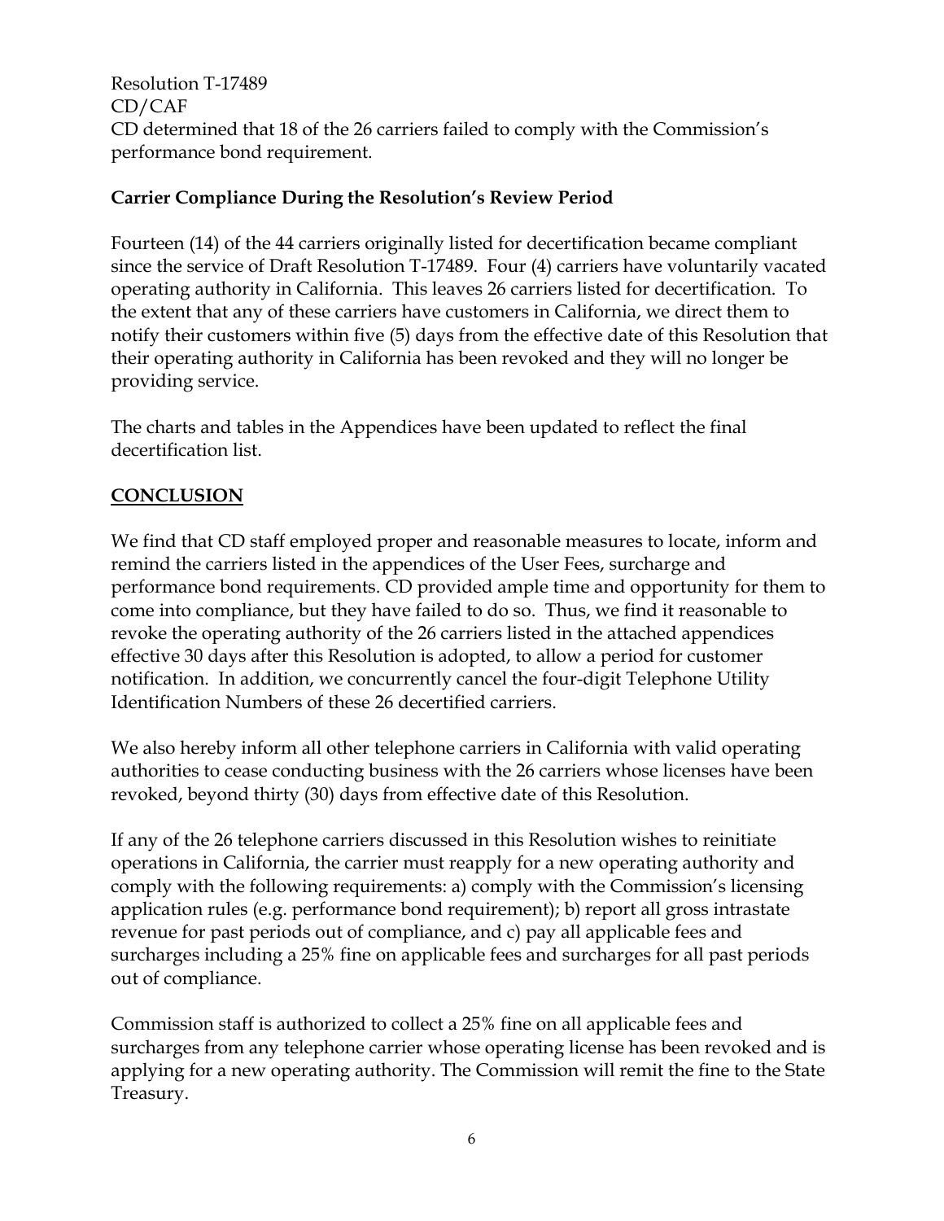CD determined that 18 of the 26 carriers failed to comply with the Commission's performance bond requirement.

**Carrier Compliance During the Resolution's Review Period**

Fourteen (14) of the 44 carriers originally listed for decertification became compliant since the service of Draft Resolution T-17489. Four (4) carriers have voluntarily vacated operating authority in California. This leaves 26 carriers listed for decertification. To the extent that any of these carriers have customers in California, we direct them to notify their customers within five (5) days from the effective date of this Resolution that their operating authority in California has been revoked and they will no longer be providing service.

The charts and tables in the Appendices have been updated to reflect the final decertification list.

## CONCLUSION

We find that CD staff employed proper and reasonable measures to locate, inform and remind the carriers listed in the appendices of the User Fees, surcharge and performance bond requirements. CD provided ample time and opportunity for them to come into compliance, but they have failed to do so. Thus, we find it reasonable to revoke the operating authority of the 26 carriers listed in the attached appendices effective 30 days after this Resolution is adopted, to allow a period for customer notification. In addition, we concurrently cancel the four-digit Telephone Utility Identification Numbers of these 26 decertified carriers.

We also hereby inform all other telephone carriers in California with valid operating authorities to cease conducting business with the 26 carriers whose licenses have been revoked, beyond thirty (30) days from effective date of this Resolution.

If any of the 26 telephone carriers discussed in this Resolution wishes to reinitiate operations in California, the carrier must reapply for a new operating authority and comply with the following requirements: a) comply with the Commission's licensing application rules (e.g. performance bond requirement); b) report all gross intrastate revenue for past periods out of compliance, and c) pay all applicable fees and surcharges including a 25% fine on applicable fees and surcharges for all past periods out of compliance.

Commission staff is authorized to collect a 25% fine on all applicable fees and surcharges from any telephone carrier whose operating license has been revoked and is applying for a new operating authority. The Commission will remit the fine to the State Treasury.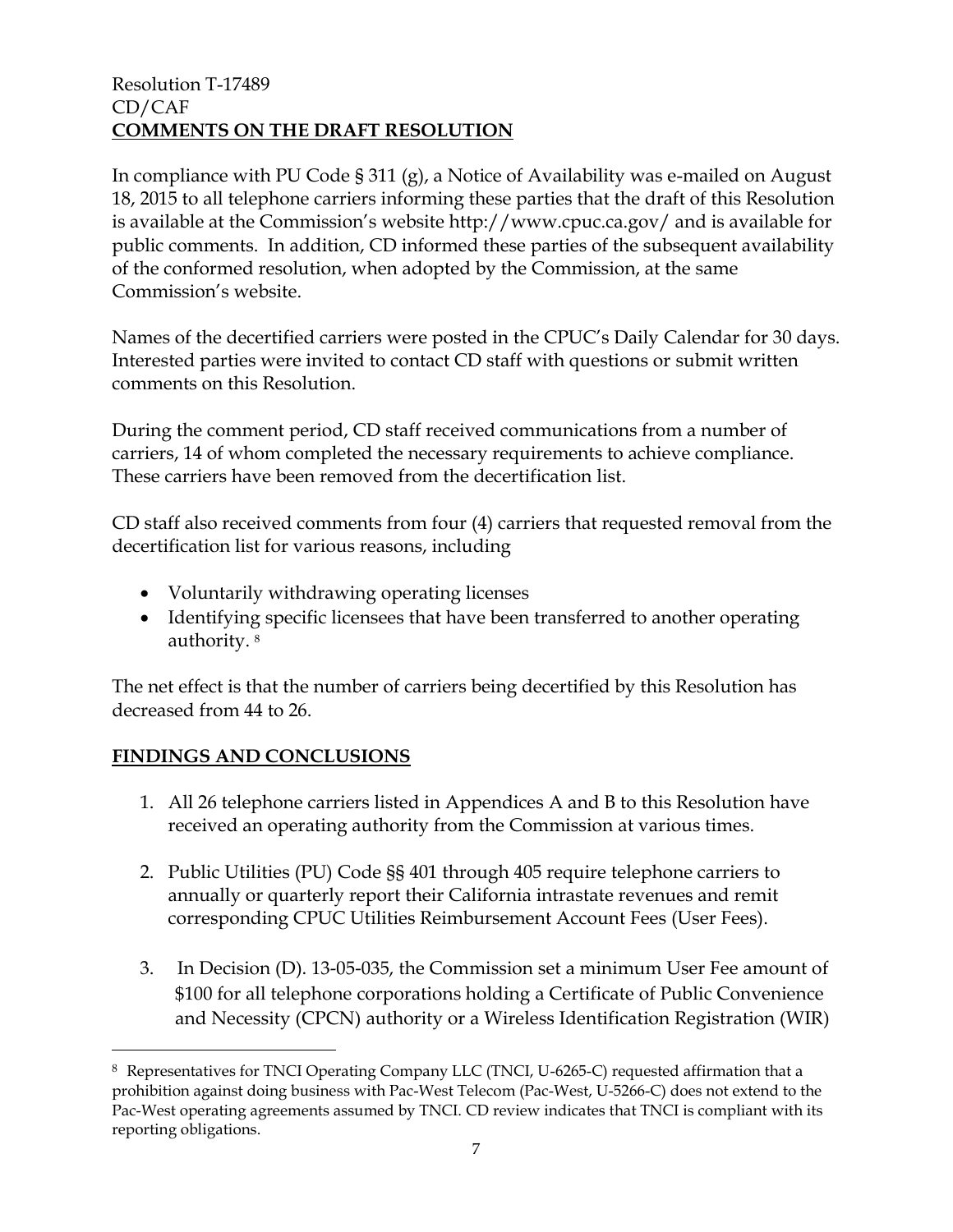Resolution T-17489
CD/CAF

## COMMENTS ON THE DRAFT RESOLUTION

In compliance with PU Code § 311 (g), a Notice of Availability was e-mailed on August 18, 2015 to all telephone carriers informing these parties that the draft of this Resolution is available at the Commission's website http://www.cpuc.ca.gov/ and is available for public comments. In addition, CD informed these parties of the subsequent availability of the conformed resolution, when adopted by the Commission, at the same Commission's website.

Names of the decertified carriers were posted in the CPUC's Daily Calendar for 30 days. Interested parties were invited to contact CD staff with questions or submit written comments on this Resolution.

During the comment period, CD staff received communications from a number of carriers, 14 of whom completed the necessary requirements to achieve compliance. These carriers have been removed from the decertification list.

CD staff also received comments from four (4) carriers that requested removal from the decertification list for various reasons, including

- Voluntarily withdrawing operating licenses
- Identifying specific licensees that have been transferred to another operating authority. [8]

The net effect is that the number of carriers being decertified by this Resolution has decreased from 44 to 26.

## FINDINGS AND CONCLUSIONS

1. All 26 telephone carriers listed in Appendices A and B to this Resolution have received an operating authority from the Commission at various times.

2. Public Utilities (PU) Code §§ 401 through 405 require telephone carriers to annually or quarterly report their California intrastate revenues and remit corresponding CPUC Utilities Reimbursement Account Fees (User Fees).

3. In Decision (D). 13-05-035, the Commission set a minimum User Fee amount of $100 for all telephone corporations holding a Certificate of Public Convenience and Necessity (CPCN) authority or a Wireless Identification Registration (WIR)

[8] Representatives for TNCI Operating Company LLC (TNCI, U-6265-C) requested affirmation that a prohibition against doing business with Pac-West Telecom (Pac-West, U-5266-C) does not extend to the Pac-West operating agreements assumed by TNCI. CD review indicates that TNCI is compliant with its reporting obligations.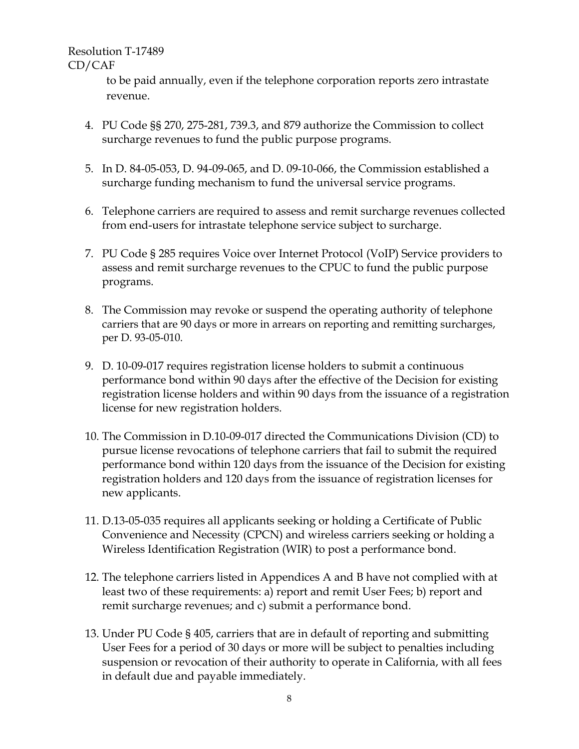to be paid annually, even if the telephone corporation reports zero intrastate revenue.

4. PU Code §§ 270, 275-281, 739.3, and 879 authorize the Commission to collect surcharge revenues to fund the public purpose programs.

5. In D. 84-05-053, D. 94-09-065, and D. 09-10-066, the Commission established a surcharge funding mechanism to fund the universal service programs.

6. Telephone carriers are required to assess and remit surcharge revenues collected from end-users for intrastate telephone service subject to surcharge.

7. PU Code § 285 requires Voice over Internet Protocol (VoIP) Service providers to assess and remit surcharge revenues to the CPUC to fund the public purpose programs.

8. The Commission may revoke or suspend the operating authority of telephone carriers that are 90 days or more in arrears on reporting and remitting surcharges, per D. 93-05-010.

9. D. 10-09-017 requires registration license holders to submit a continuous performance bond within 90 days after the effective of the Decision for existing registration license holders and within 90 days from the issuance of a registration license for new registration holders.

10. The Commission in D.10-09-017 directed the Communications Division (CD) to pursue license revocations of telephone carriers that fail to submit the required performance bond within 120 days from the issuance of the Decision for existing registration holders and 120 days from the issuance of registration licenses for new applicants.

11. D.13-05-035 requires all applicants seeking or holding a Certificate of Public Convenience and Necessity (CPCN) and wireless carriers seeking or holding a Wireless Identification Registration (WIR) to post a performance bond.

12. The telephone carriers listed in Appendices A and B have not complied with at least two of these requirements: a) report and remit User Fees; b) report and remit surcharge revenues; and c) submit a performance bond.

13. Under PU Code § 405, carriers that are in default of reporting and submitting User Fees for a period of 30 days or more will be subject to penalties including suspension or revocation of their authority to operate in California, with all fees in default due and payable immediately.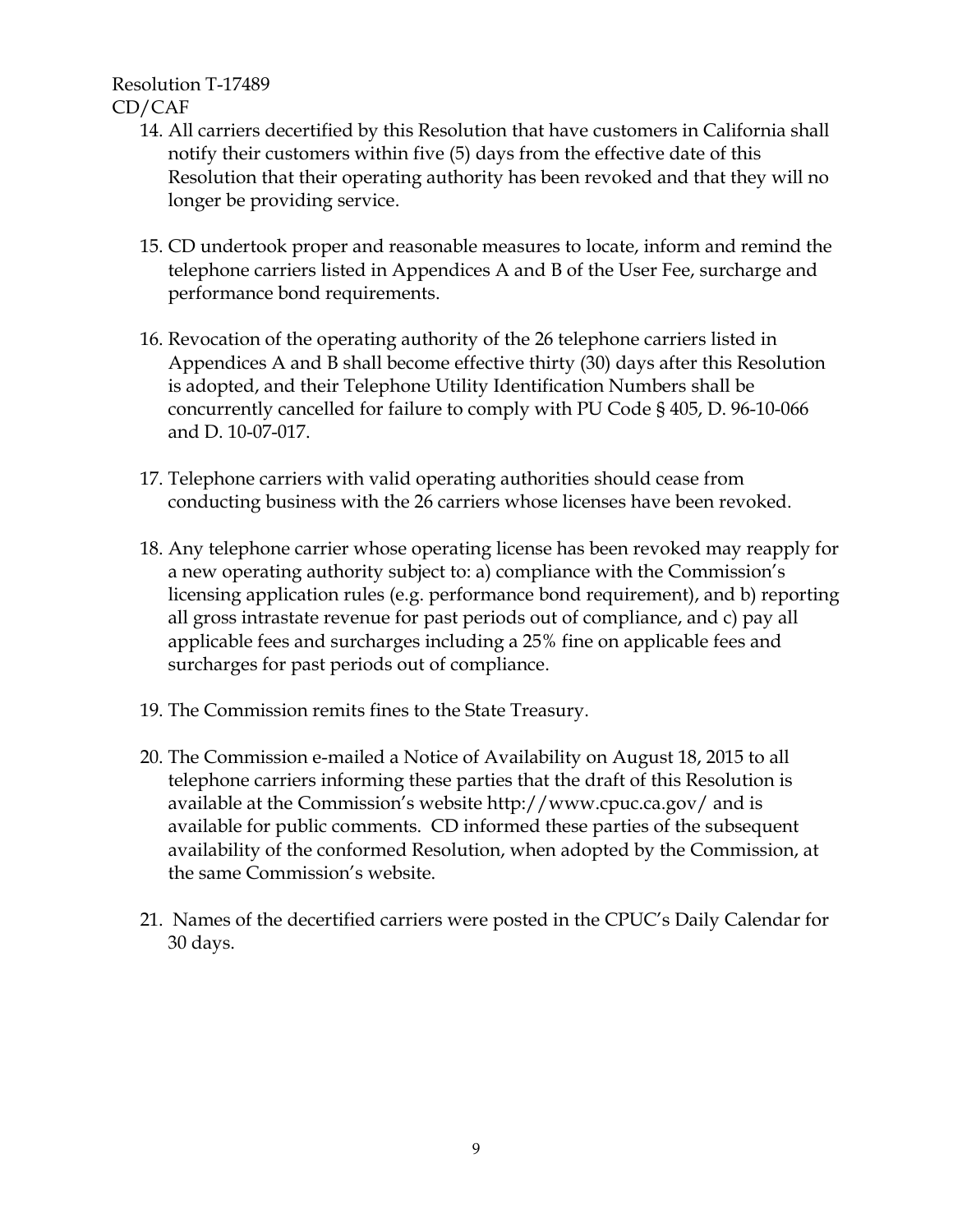14. All carriers decertified by this Resolution that have customers in California shall notify their customers within five (5) days from the effective date of this Resolution that their operating authority has been revoked and that they will no longer be providing service.

15. CD undertook proper and reasonable measures to locate, inform and remind the telephone carriers listed in Appendices A and B of the User Fee, surcharge and performance bond requirements.

16. Revocation of the operating authority of the 26 telephone carriers listed in Appendices A and B shall become effective thirty (30) days after this Resolution is adopted, and their Telephone Utility Identification Numbers shall be concurrently cancelled for failure to comply with PU Code § 405, D. 96-10-066 and D. 10-07-017.

17. Telephone carriers with valid operating authorities should cease from conducting business with the 26 carriers whose licenses have been revoked.

18. Any telephone carrier whose operating license has been revoked may reapply for a new operating authority subject to: a) compliance with the Commission's licensing application rules (e.g. performance bond requirement), and b) reporting all gross intrastate revenue for past periods out of compliance, and c) pay all applicable fees and surcharges including a 25% fine on applicable fees and surcharges for past periods out of compliance.

19. The Commission remits fines to the State Treasury.

20. The Commission e-mailed a Notice of Availability on August 18, 2015 to all telephone carriers informing these parties that the draft of this Resolution is available at the Commission's website http://www.cpuc.ca.gov/ and is available for public comments. CD informed these parties of the subsequent availability of the conformed Resolution, when adopted by the Commission, at the same Commission's website.

21. Names of the decertified carriers were posted in the CPUC's Daily Calendar for 30 days.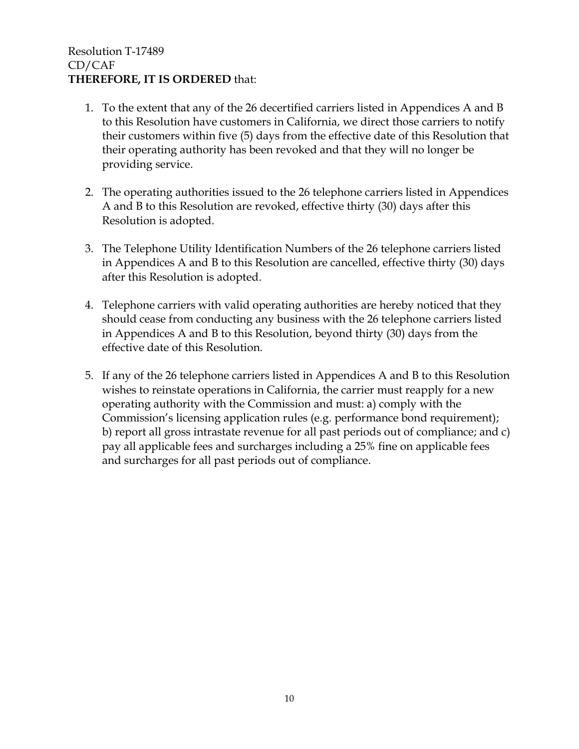Resolution T-17489
CD/CAF

**THEREFORE, IT IS ORDERED** that:

1. To the extent that any of the 26 decertified carriers listed in Appendices A and B to this Resolution have customers in California, we direct those carriers to notify their customers within five (5) days from the effective date of this Resolution that their operating authority has been revoked and that they will no longer be providing service.

2. The operating authorities issued to the 26 telephone carriers listed in Appendices A and B to this Resolution are revoked, effective thirty (30) days after this Resolution is adopted.

3. The Telephone Utility Identification Numbers of the 26 telephone carriers listed in Appendices A and B to this Resolution are cancelled, effective thirty (30) days after this Resolution is adopted.

4. Telephone carriers with valid operating authorities are hereby noticed that they should cease from conducting any business with the 26 telephone carriers listed in Appendices A and B to this Resolution, beyond thirty (30) days from the effective date of this Resolution.

5. If any of the 26 telephone carriers listed in Appendices A and B to this Resolution wishes to reinstate operations in California, the carrier must reapply for a new operating authority with the Commission and must: a) comply with the Commission's licensing application rules (e.g. performance bond requirement); b) report all gross intrastate revenue for all past periods out of compliance; and c) pay all applicable fees and surcharges including a 25% fine on applicable fees and surcharges for all past periods out of compliance.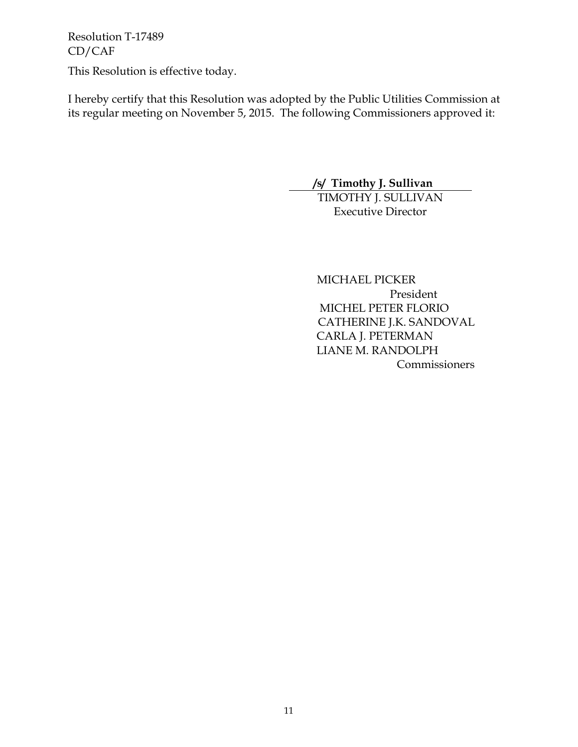This Resolution is effective today.

I hereby certify that this Resolution was adopted by the Public Utilities Commission at its regular meeting on November 5, 2015. The following Commissioners approved it:

**/s/ Timothy J. Sullivan**
TIMOTHY J. SULLIVAN
Executive Director

MICHAEL PICKER
President
MICHEL PETER FLORIO
CATHERINE J.K. SANDOVAL
CARLA J. PETERMAN
LIANE M. RANDOLPH
Commissioners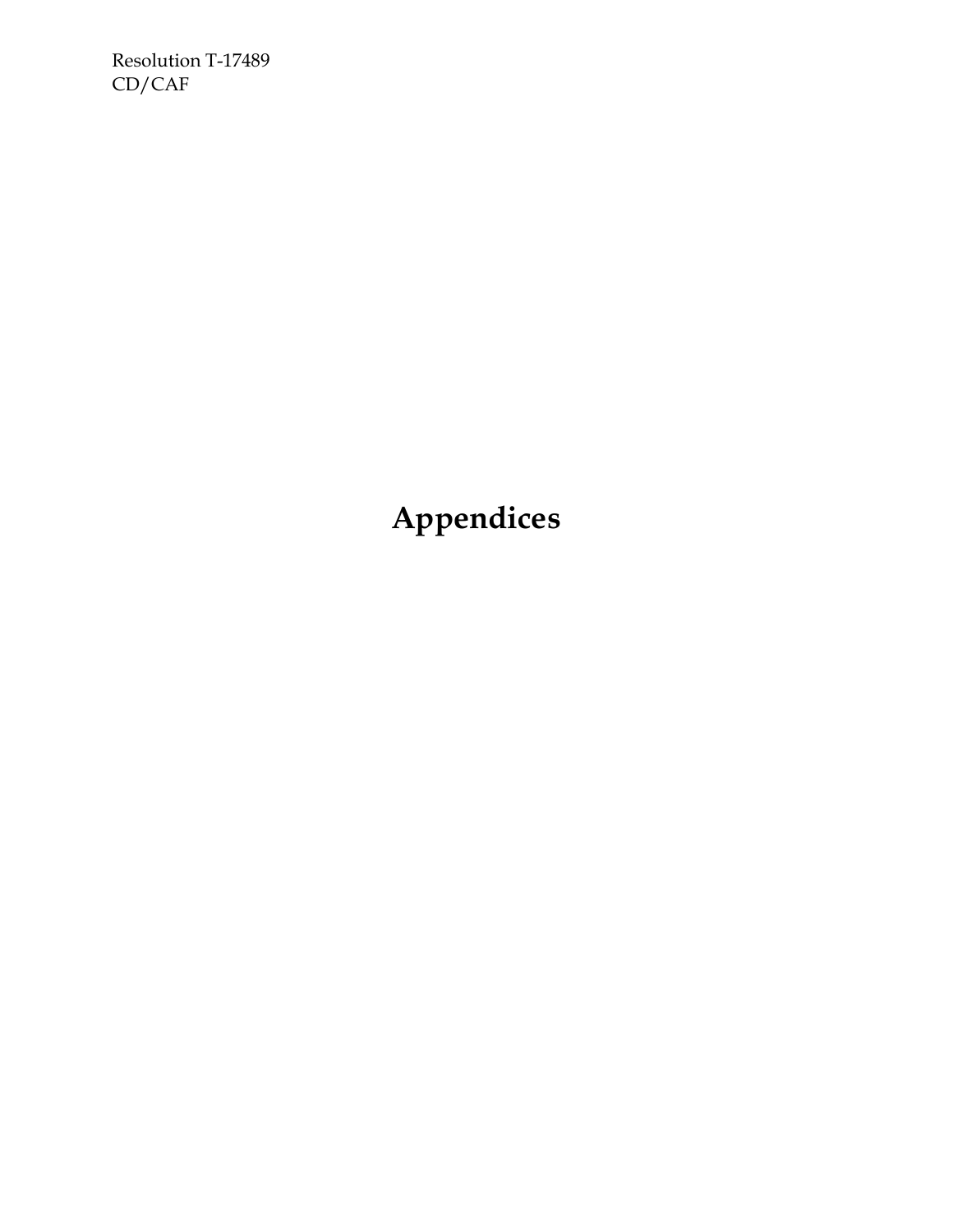# Appendices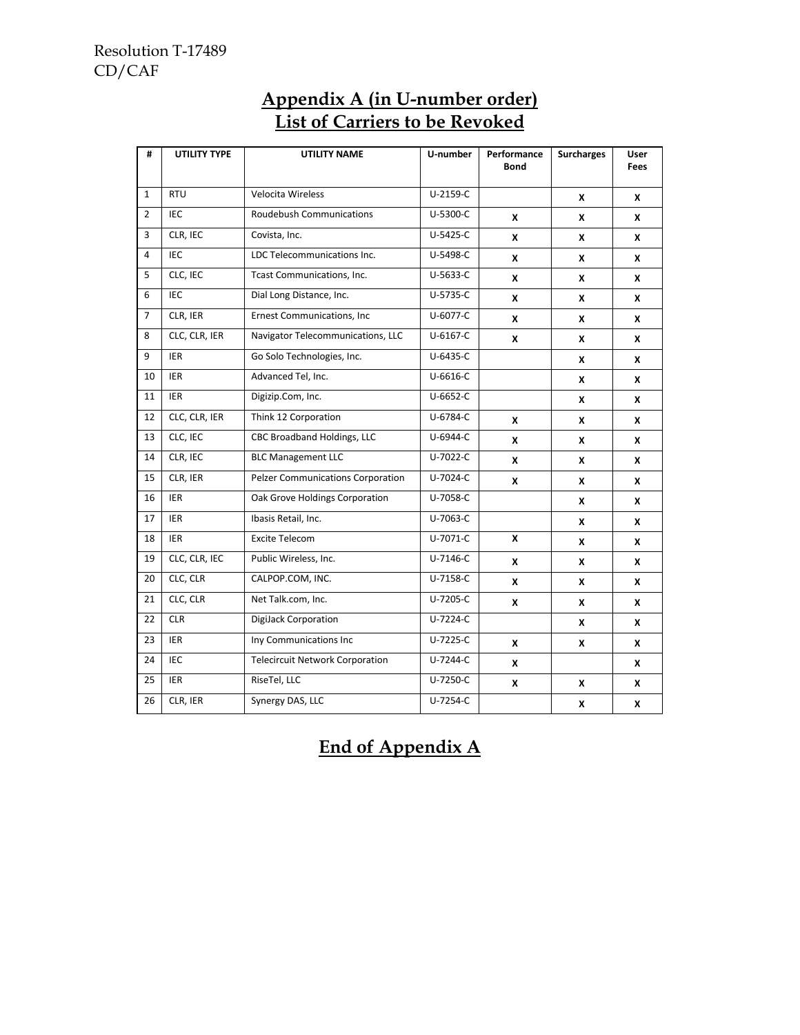Resolution T-17489
CD/CAF

## Appendix A (in U-number order)
## List of Carriers to be Revoked

| # | UTILITY TYPE | UTILITY NAME | U-number | Performance Bond | Surcharges | User Fees |
|---|---|---|---|---|---|---|
| 1 | RTU | Velocita Wireless | U-2159-C | | X | X |
| 2 | IEC | Roudebush Communications | U-5300-C | X | X | X |
| 3 | CLR, IEC | Covista, Inc. | U-5425-C | X | X | X |
| 4 | IEC | LDC Telecommunications Inc. | U-5498-C | X | X | X |
| 5 | CLC, IEC | Tcast Communications, Inc. | U-5633-C | X | X | X |
| 6 | IEC | Dial Long Distance, Inc. | U-5735-C | X | X | X |
| 7 | CLR, IER | Ernest Communications, Inc | U-6077-C | X | X | X |
| 8 | CLC, CLR, IER | Navigator Telecommunications, LLC | U-6167-C | X | X | X |
| 9 | IER | Go Solo Technologies, Inc. | U-6435-C | | X | X |
| 10 | IER | Advanced Tel, Inc. | U-6616-C | | X | X |
| 11 | IER | Digizip.Com, Inc. | U-6652-C | | X | X |
| 12 | CLC, CLR, IER | Think 12 Corporation | U-6784-C | X | X | X |
| 13 | CLC, IEC | CBC Broadband Holdings, LLC | U-6944-C | X | X | X |
| 14 | CLR, IEC | BLC Management LLC | U-7022-C | X | X | X |
| 15 | CLR, IER | Pelzer Communications Corporation | U-7024-C | X | X | X |
| 16 | IER | Oak Grove Holdings Corporation | U-7058-C | | X | X |
| 17 | IER | Ibasis Retail, Inc. | U-7063-C | | X | X |
| 18 | IER | Excite Telecom | U-7071-C | X | X | X |
| 19 | CLC, CLR, IEC | Public Wireless, Inc. | U-7146-C | X | X | X |
| 20 | CLC, CLR | CALPOP.COM, INC. | U-7158-C | X | X | X |
| 21 | CLC, CLR | Net Talk.com, Inc. | U-7205-C | X | X | X |
| 22 | CLR | DigiJack Corporation | U-7224-C | | X | X |
| 23 | IER | Iny Communications Inc | U-7225-C | X | X | X |
| 24 | IEC | Telecircuit Network Corporation | U-7244-C | X | | X |
| 25 | IER | RiseTel, LLC | U-7250-C | X | X | X |
| 26 | CLR, IER | Synergy DAS, LLC | U-7254-C | | X | X |

## End of Appendix A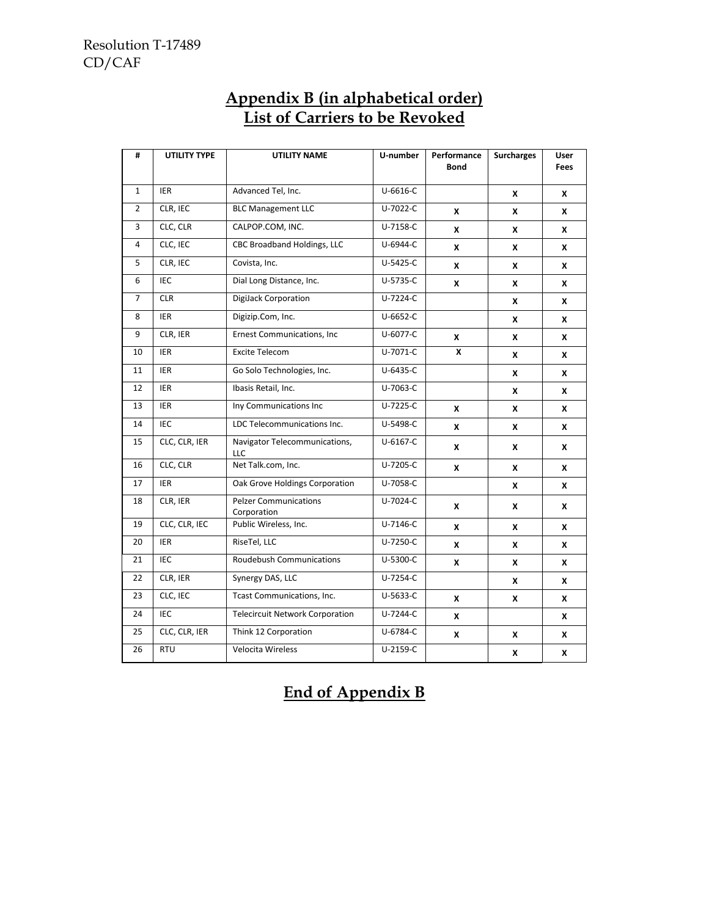## Appendix B (in alphabetical order)
## List of Carriers to be Revoked

| # | UTILITY TYPE | UTILITY NAME | U-number | Performance Bond | Surcharges | User Fees |
|---|---|---|---|---|---|---|
| 1 | IER | Advanced Tel, Inc. | U-6616-C | | X | X |
| 2 | CLR, IEC | BLC Management LLC | U-7022-C | X | X | X |
| 3 | CLC, CLR | CALPOP.COM, INC. | U-7158-C | X | X | X |
| 4 | CLC, IEC | CBC Broadband Holdings, LLC | U-6944-C | X | X | X |
| 5 | CLR, IEC | Covista, Inc. | U-5425-C | X | X | X |
| 6 | IEC | Dial Long Distance, Inc. | U-5735-C | X | X | X |
| 7 | CLR | DigiJack Corporation | U-7224-C | | X | X |
| 8 | IER | Digizip.Com, Inc. | U-6652-C | | X | X |
| 9 | CLR, IER | Ernest Communications, Inc | U-6077-C | X | X | X |
| 10 | IER | Excite Telecom | U-7071-C | X | X | X |
| 11 | IER | Go Solo Technologies, Inc. | U-6435-C | | X | X |
| 12 | IER | Ibasis Retail, Inc. | U-7063-C | | X | X |
| 13 | IER | Iny Communications Inc | U-7225-C | X | X | X |
| 14 | IEC | LDC Telecommunications Inc. | U-5498-C | X | X | X |
| 15 | CLC, CLR, IER | Navigator Telecommunications, LLC | U-6167-C | X | X | X |
| 16 | CLC, CLR | Net Talk.com, Inc. | U-7205-C | X | X | X |
| 17 | IER | Oak Grove Holdings Corporation | U-7058-C | | X | X |
| 18 | CLR, IER | Pelzer Communications Corporation | U-7024-C | X | X | X |
| 19 | CLC, CLR, IEC | Public Wireless, Inc. | U-7146-C | X | X | X |
| 20 | IER | RiseTel, LLC | U-7250-C | X | X | X |
| 21 | IEC | Roudebush Communications | U-5300-C | X | X | X |
| 22 | CLR, IER | Synergy DAS, LLC | U-7254-C | | X | X |
| 23 | CLC, IEC | Tcast Communications, Inc. | U-5633-C | X | X | X |
| 24 | IEC | Telecircuit Network Corporation | U-7244-C | X | | X |
| 25 | CLC, CLR, IER | Think 12 Corporation | U-6784-C | X | X | X |
| 26 | RTU | Velocita Wireless | U-2159-C | | X | X |

## End of Appendix B